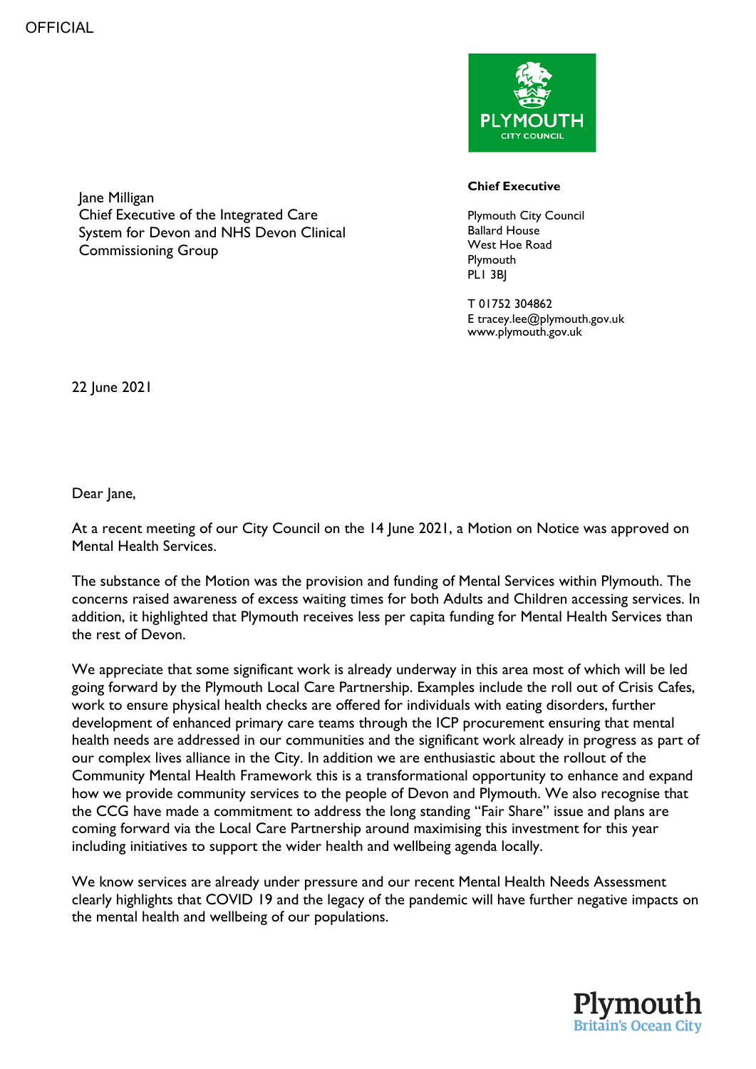OFFICIAL

Jane Milligan
Chief Executive of the Integrated Care System for Devon and NHS Devon Clinical Commissioning Group

**Chief Executive**

Plymouth City Council
Ballard House
West Hoe Road
Plymouth
PL1 3BJ

T 01752 304862
E tracey.lee@plymouth.gov.uk
www.plymouth.gov.uk

22 June 2021

Dear Jane,

At a recent meeting of our City Council on the 14 June 2021, a Motion on Notice was approved on Mental Health Services.

The substance of the Motion was the provision and funding of Mental Services within Plymouth. The concerns raised awareness of excess waiting times for both Adults and Children accessing services. In addition, it highlighted that Plymouth receives less per capita funding for Mental Health Services than the rest of Devon.

We appreciate that some significant work is already underway in this area most of which will be led going forward by the Plymouth Local Care Partnership. Examples include the roll out of Crisis Cafes, work to ensure physical health checks are offered for individuals with eating disorders, further development of enhanced primary care teams through the ICP procurement ensuring that mental health needs are addressed in our communities and the significant work already in progress as part of our complex lives alliance in the City. In addition we are enthusiastic about the rollout of the Community Mental Health Framework this is a transformational opportunity to enhance and expand how we provide community services to the people of Devon and Plymouth. We also recognise that the CCG have made a commitment to address the long standing "Fair Share" issue and plans are coming forward via the Local Care Partnership around maximising this investment for this year including initiatives to support the wider health and wellbeing agenda locally.

We know services are already under pressure and our recent Mental Health Needs Assessment clearly highlights that COVID 19 and the legacy of the pandemic will have further negative impacts on the mental health and wellbeing of our populations.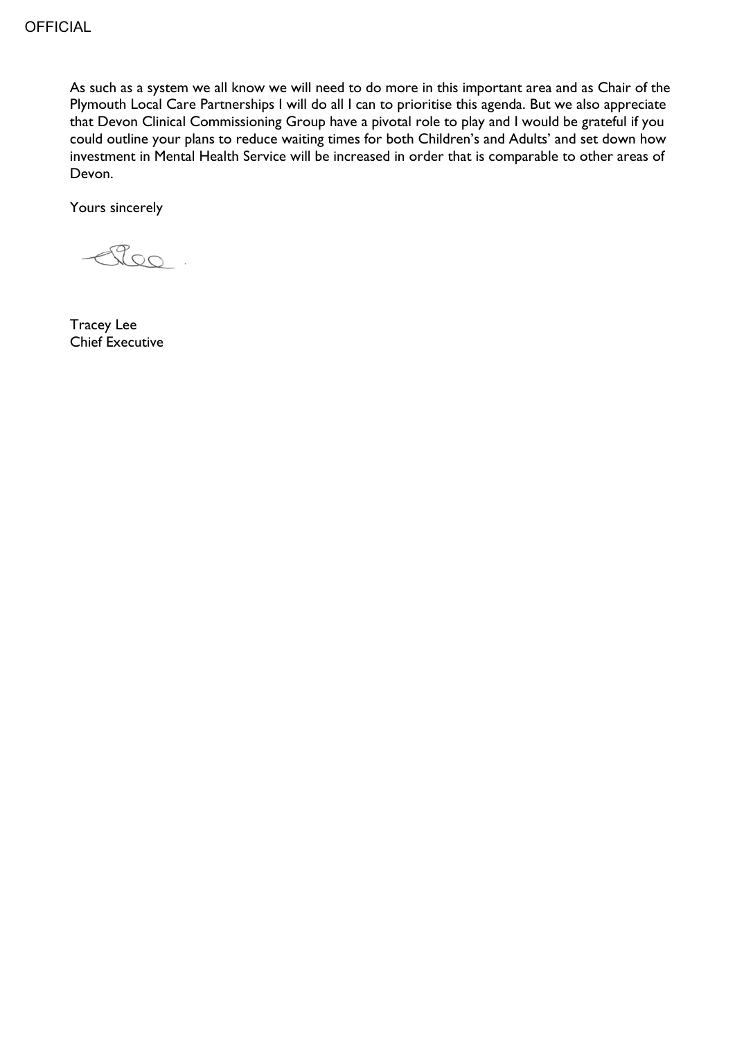OFFICIAL

As such as a system we all know we will need to do more in this important area and as Chair of the Plymouth Local Care Partnerships I will do all I can to prioritise this agenda. But we also appreciate that Devon Clinical Commissioning Group have a pivotal role to play and I would be grateful if you could outline your plans to reduce waiting times for both Children's and Adults' and set down how investment in Mental Health Service will be increased in order that is comparable to other areas of Devon.

Yours sincerely

Tracey Lee
Chief Executive